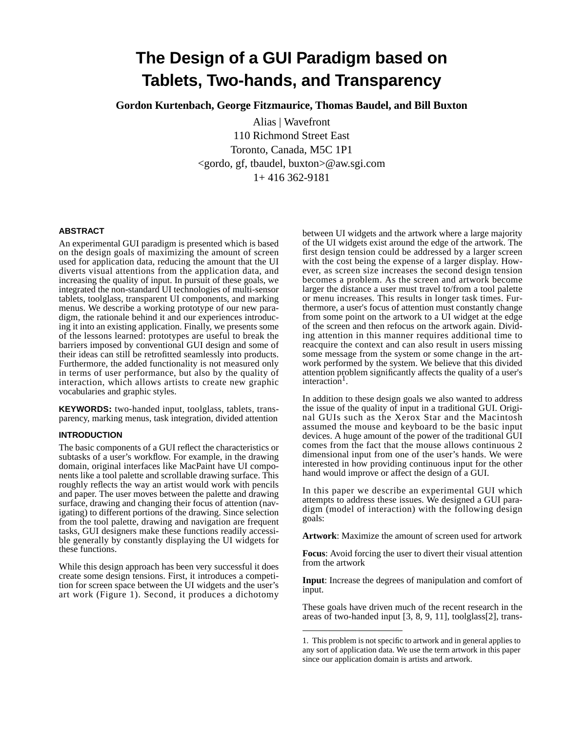# The Design of a GUI Paradigm based on Tablets, Two-hands, and Transparency

**Gordon Kurtenbach, George Fitzmaurice, Thomas Baudel, and Bill Buxton**

Alias | Wavefront
110 Richmond Street East
Toronto, Canada, M5C 1P1
<gordo, gf, tbaudel, buxton>@aw.sgi.com
1+ 416 362-9181

## ABSTRACT

An experimental GUI paradigm is presented which is based on the design goals of maximizing the amount of screen used for application data, reducing the amount that the UI diverts visual attentions from the application data, and increasing the quality of input. In pursuit of these goals, we integrated the non-standard UI technologies of multi-sensor tablets, toolglass, transparent UI components, and marking menus. We describe a working prototype of our new paradigm, the rationale behind it and our experiences introducing it into an existing application. Finally, we presents some of the lessons learned: prototypes are useful to break the barriers imposed by conventional GUI design and some of their ideas can still be retrofitted seamlessly into products. Furthermore, the added functionality is not measured only in terms of user performance, but also by the quality of interaction, which allows artists to create new graphic vocabularies and graphic styles.

**KEYWORDS:** two-handed input, toolglass, tablets, transparency, marking menus, task integration, divided attention

## INTRODUCTION

The basic components of a GUI reflect the characteristics or subtasks of a user's workflow. For example, in the drawing domain, original interfaces like MacPaint have UI components like a tool palette and scrollable drawing surface. This roughly reflects the way an artist would work with pencils and paper. The user moves between the palette and drawing surface, drawing and changing their focus of attention (navigating) to different portions of the drawing. Since selection from the tool palette, drawing and navigation are frequent tasks, GUI designers make these functions readily accessible generally by constantly displaying the UI widgets for these functions.

While this design approach has been very successful it does create some design tensions. First, it introduces a competition for screen space between the UI widgets and the user's art work (Figure 1). Second, it produces a dichotomy between UI widgets and the artwork where a large majority of the UI widgets exist around the edge of the artwork. The first design tension could be addressed by a larger screen with the cost being the expense of a larger display. However, as screen size increases the second design tension becomes a problem. As the screen and artwork become larger the distance a user must travel to/from a tool palette or menu increases. This results in longer task times. Furthermore, a user's focus of attention must constantly change from some point on the artwork to a UI widget at the edge of the screen and then refocus on the artwork again. Dividing attention in this manner requires additional time to reacquire the context and can also result in users missing some message from the system or some change in the artwork performed by the system. We believe that this divided attention problem significantly affects the quality of a user's interaction[1].

In addition to these design goals we also wanted to address the issue of the quality of input in a traditional GUI. Original GUIs such as the Xerox Star and the Macintosh assumed the mouse and keyboard to be the basic input devices. A huge amount of the power of the traditional GUI comes from the fact that the mouse allows continuous 2 dimensional input from one of the user's hands. We were interested in how providing continuous input for the other hand would improve or affect the design of a GUI.

In this paper we describe an experimental GUI which attempts to address these issues. We designed a GUI paradigm (model of interaction) with the following design goals:

**Artwork**: Maximize the amount of screen used for artwork

**Focus**: Avoid forcing the user to divert their visual attention from the artwork

**Input**: Increase the degrees of manipulation and comfort of input.

These goals have driven much of the recent research in the areas of two-handed input [3, 8, 9, 11], toolglass[2], trans-

1. This problem is not specific to artwork and in general applies to any sort of application data. We use the term artwork in this paper since our application domain is artists and artwork.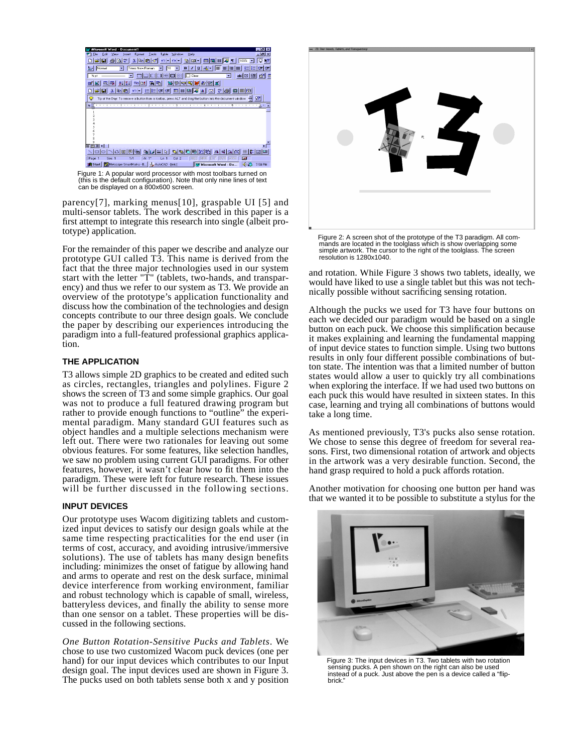Figure 1: A popular word processor with most toolbars turned on (this is the default configuration). Note that only nine lines of text can be displayed on a 800x600 screen.

parency[7], marking menus[10], graspable UI [5] and multi-sensor tablets. The work described in this paper is a first attempt to integrate this research into single (albeit prototype) application.

For the remainder of this paper we describe and analyze our prototype GUI called T3. This name is derived from the fact that the three major technologies used in our system start with the letter "T" (tablets, two-hands, and transparency) and thus we refer to our system as T3. We provide an overview of the prototype's application functionality and discuss how the combination of the technologies and design concepts contribute to our three design goals. We conclude the paper by describing our experiences introducing the paradigm into a full-featured professional graphics application.

## THE APPLICATION

T3 allows simple 2D graphics to be created and edited such as circles, rectangles, triangles and polylines. Figure 2 shows the screen of T3 and some simple graphics. Our goal was not to produce a full featured drawing program but rather to provide enough functions to "outline" the experimental paradigm. Many standard GUI features such as object handles and a multiple selections mechanism were left out. There were two rationales for leaving out some obvious features. For some features, like selection handles, we saw no problem using current GUI paradigms. For other features, however, it wasn't clear how to fit them into the paradigm. These were left for future research. These issues will be further discussed in the following sections.

## INPUT DEVICES

Our prototype uses Wacom digitizing tablets and customized input devices to satisfy our design goals while at the same time respecting practicalities for the end user (in terms of cost, accuracy, and avoiding intrusive/immersive solutions). The use of tablets has many design benefits including: minimizes the onset of fatigue by allowing hand and arms to operate and rest on the desk surface, minimal device interference from working environment, familiar and robust technology which is capable of small, wireless, batteryless devices, and finally the ability to sense more than one sensor on a tablet. These properties will be discussed in the following sections.

*One Button Rotation-Sensitive Pucks and Tablets.* We chose to use two customized Wacom puck devices (one per hand) for our input devices which contributes to our Input design goal. The input devices used are shown in Figure 3. The pucks used on both tablets sense both x and y position and rotation. While Figure 3 shows two tablets, ideally, we would have liked to use a single tablet but this was not technically possible without sacrificing sensing rotation.

Figure 2: A screen shot of the prototype of the T3 paradigm. All commands are located in the toolglass which is show overlapping some simple artwork. The cursor to the right of the toolglass. The screen resolution is 1280x1040.

Although the pucks we used for T3 have four buttons on each we decided our paradigm would be based on a single button on each puck. We choose this simplification because it makes explaining and learning the fundamental mapping of input device states to function simple. Using two buttons results in only four different possible combinations of button state. The intention was that a limited number of button states would allow a user to quickly try all combinations when exploring the interface. If we had used two buttons on each puck this would have resulted in sixteen states. In this case, learning and trying all combinations of buttons would take a long time.

As mentioned previously, T3's pucks also sense rotation. We chose to sense this degree of freedom for several reasons. First, two dimensional rotation of artwork and objects in the artwork was a very desirable function. Second, the hand grasp required to hold a puck affords rotation.

Another motivation for choosing one button per hand was that we wanted it to be possible to substitute a stylus for the

Figure 3: The input devices in T3. Two tablets with two rotation sensing pucks. A pen shown on the right can also be used instead of a puck. Just above the pen is a device called a "flip-brick."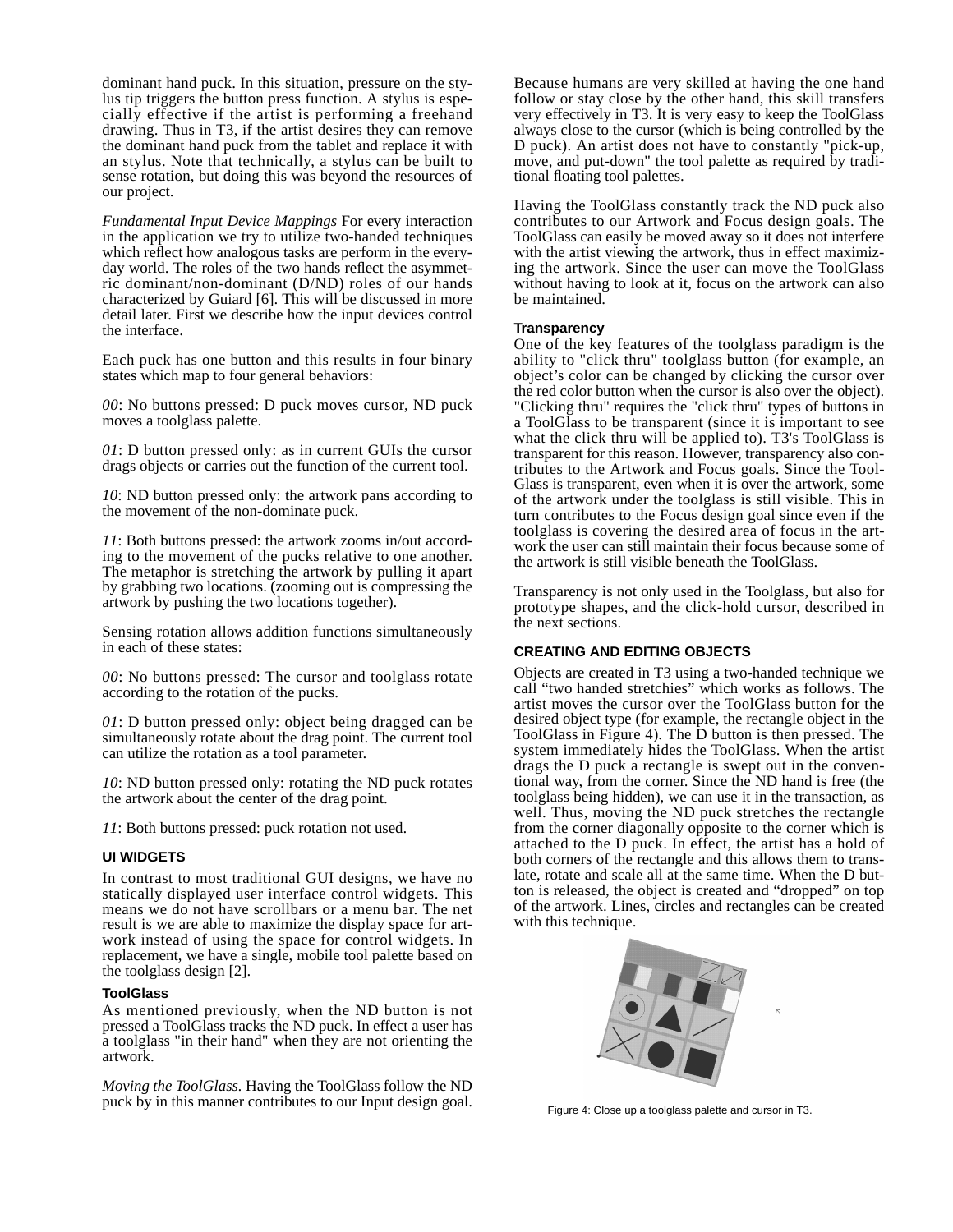dominant hand puck. In this situation, pressure on the stylus tip triggers the button press function. A stylus is especially effective if the artist is performing a freehand drawing. Thus in T3, if the artist desires they can remove the dominant hand puck from the tablet and replace it with an stylus. Note that technically, a stylus can be built to sense rotation, but doing this was beyond the resources of our project.

*Fundamental Input Device Mappings* For every interaction in the application we try to utilize two-handed techniques which reflect how analogous tasks are perform in the everyday world. The roles of the two hands reflect the asymmetric dominant/non-dominant (D/ND) roles of our hands characterized by Guiard [6]. This will be discussed in more detail later. First we describe how the input devices control the interface.

Each puck has one button and this results in four binary states which map to four general behaviors:

*00*: No buttons pressed: D puck moves cursor, ND puck moves a toolglass palette.

*01*: D button pressed only: as in current GUIs the cursor drags objects or carries out the function of the current tool.

*10*: ND button pressed only: the artwork pans according to the movement of the non-dominate puck.

*11*: Both buttons pressed: the artwork zooms in/out according to the movement of the pucks relative to one another. The metaphor is stretching the artwork by pulling it apart by grabbing two locations. (zooming out is compressing the artwork by pushing the two locations together).

Sensing rotation allows addition functions simultaneously in each of these states:

*00*: No buttons pressed: The cursor and toolglass rotate according to the rotation of the pucks.

*01*: D button pressed only: object being dragged can be simultaneously rotate about the drag point. The current tool can utilize the rotation as a tool parameter.

*10*: ND button pressed only: rotating the ND puck rotates the artwork about the center of the drag point.

*11*: Both buttons pressed: puck rotation not used.

## UI WIDGETS

In contrast to most traditional GUI designs, we have no statically displayed user interface control widgets. This means we do not have scrollbars or a menu bar. The net result is we are able to maximize the display space for artwork instead of using the space for control widgets. In replacement, we have a single, mobile tool palette based on the toolglass design [2].

### ToolGlass

As mentioned previously, when the ND button is not pressed a ToolGlass tracks the ND puck. In effect a user has a toolglass "in their hand" when they are not orienting the artwork.

*Moving the ToolGlass.* Having the ToolGlass follow the ND puck by in this manner contributes to our Input design goal. Because humans are very skilled at having the one hand follow or stay close by the other hand, this skill transfers very effectively in T3. It is very easy to keep the ToolGlass always close to the cursor (which is being controlled by the D puck). An artist does not have to constantly "pick-up, move, and put-down" the tool palette as required by traditional floating tool palettes.

Having the ToolGlass constantly track the ND puck also contributes to our Artwork and Focus design goals. The ToolGlass can easily be moved away so it does not interfere with the artist viewing the artwork, thus in effect maximizing the artwork. Since the user can move the ToolGlass without having to look at it, focus on the artwork can also be maintained.

### Transparency

One of the key features of the toolglass paradigm is the ability to "click thru" toolglass button (for example, an object's color can be changed by clicking the cursor over the red color button when the cursor is also over the object). "Clicking thru" requires the "click thru" types of buttons in a ToolGlass to be transparent (since it is important to see what the click thru will be applied to). T3's ToolGlass is transparent for this reason. However, transparency also contributes to the Artwork and Focus goals. Since the ToolGlass is transparent, even when it is over the artwork, some of the artwork under the toolglass is still visible. This in turn contributes to the Focus design goal since even if the toolglass is covering the desired area of focus in the artwork the user can still maintain their focus because some of the artwork is still visible beneath the ToolGlass.

Transparency is not only used in the Toolglass, but also for prototype shapes, and the click-hold cursor, described in the next sections.

## CREATING AND EDITING OBJECTS

Objects are created in T3 using a two-handed technique we call "two handed stretchies" which works as follows. The artist moves the cursor over the ToolGlass button for the desired object type (for example, the rectangle object in the ToolGlass in Figure 4). The D button is then pressed. The system immediately hides the ToolGlass. When the artist drags the D puck a rectangle is swept out in the conventional way, from the corner. Since the ND hand is free (the toolglass being hidden), we can use it in the transaction, as well. Thus, moving the ND puck stretches the rectangle from the corner diagonally opposite to the corner which is attached to the D puck. In effect, the artist has a hold of both corners of the rectangle and this allows them to translate, rotate and scale all at the same time. When the D button is released, the object is created and "dropped" on top of the artwork. Lines, circles and rectangles can be created with this technique.

Figure 4: Close up a toolglass palette and cursor in T3.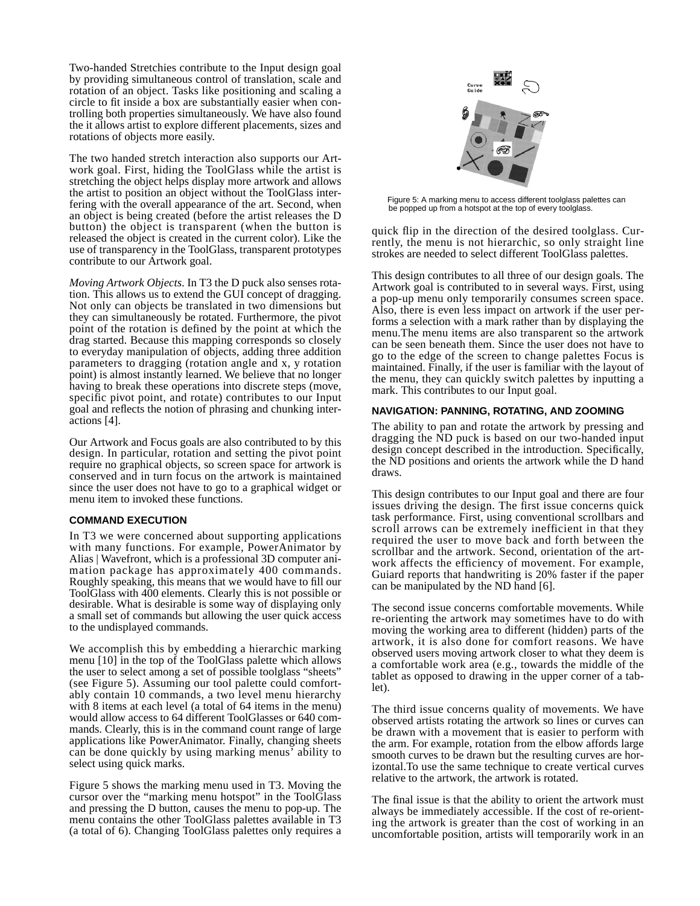Two-handed Stretchies contribute to the Input design goal by providing simultaneous control of translation, scale and rotation of an object. Tasks like positioning and scaling a circle to fit inside a box are substantially easier when controlling both properties simultaneously. We have also found the it allows artist to explore different placements, sizes and rotations of objects more easily.

The two handed stretch interaction also supports our Artwork goal. First, hiding the ToolGlass while the artist is stretching the object helps display more artwork and allows the artist to position an object without the ToolGlass interfering with the overall appearance of the art. Second, when an object is being created (before the artist releases the D button) the object is transparent (when the button is released the object is created in the current color). Like the use of transparency in the ToolGlass, transparent prototypes contribute to our Artwork goal.

*Moving Artwork Objects.* In T3 the D puck also senses rotation. This allows us to extend the GUI concept of dragging. Not only can objects be translated in two dimensions but they can simultaneously be rotated. Furthermore, the pivot point of the rotation is defined by the point at which the drag started. Because this mapping corresponds so closely to everyday manipulation of objects, adding three addition parameters to dragging (rotation angle and x, y rotation point) is almost instantly learned. We believe that no longer having to break these operations into discrete steps (move, specific pivot point, and rotate) contributes to our Input goal and reflects the notion of phrasing and chunking interactions [4].

Our Artwork and Focus goals are also contributed to by this design. In particular, rotation and setting the pivot point require no graphical objects, so screen space for artwork is conserved and in turn focus on the artwork is maintained since the user does not have to go to a graphical widget or menu item to invoked these functions.

## COMMAND EXECUTION

In T3 we were concerned about supporting applications with many functions. For example, PowerAnimator by Alias | Wavefront, which is a professional 3D computer animation package has approximately 400 commands. Roughly speaking, this means that we would have to fill our ToolGlass with 400 elements. Clearly this is not possible or desirable. What is desirable is some way of displaying only a small set of commands but allowing the user quick access to the undisplayed commands.

We accomplish this by embedding a hierarchic marking menu [10] in the top of the ToolGlass palette which allows the user to select among a set of possible toolglass "sheets" (see Figure 5). Assuming our tool palette could comfortably contain 10 commands, a two level menu hierarchy with 8 items at each level (a total of 64 items in the menu) would allow access to 64 different ToolGlasses or 640 commands. Clearly, this is in the command count range of large applications like PowerAnimator. Finally, changing sheets can be done quickly by using marking menus' ability to select using quick marks.

Figure 5 shows the marking menu used in T3. Moving the cursor over the "marking menu hotspot" in the ToolGlass and pressing the D button, causes the menu to pop-up. The menu contains the other ToolGlass palettes available in T3 (a total of 6). Changing ToolGlass palettes only requires a quick flip in the direction of the desired toolglass. Currently, the menu is not hierarchic, so only straight line strokes are needed to select different ToolGlass palettes.

Curve Guide

Figure 5: A marking menu to access different toolglass palettes can be popped up from a hotspot at the top of every toolglass.

This design contributes to all three of our design goals. The Artwork goal is contributed to in several ways. First, using a pop-up menu only temporarily consumes screen space. Also, there is even less impact on artwork if the user performs a selection with a mark rather than by displaying the menu.The menu items are also transparent so the artwork can be seen beneath them. Since the user does not have to go to the edge of the screen to change palettes Focus is maintained. Finally, if the user is familiar with the layout of the menu, they can quickly switch palettes by inputting a mark. This contributes to our Input goal.

## NAVIGATION: PANNING, ROTATING, AND ZOOMING

The ability to pan and rotate the artwork by pressing and dragging the ND puck is based on our two-handed input design concept described in the introduction. Specifically, the ND positions and orients the artwork while the D hand draws.

This design contributes to our Input goal and there are four issues driving the design. The first issue concerns quick task performance. First, using conventional scrollbars and scroll arrows can be extremely inefficient in that they required the user to move back and forth between the scrollbar and the artwork. Second, orientation of the artwork affects the efficiency of movement. For example, Guiard reports that handwriting is 20% faster if the paper can be manipulated by the ND hand [6].

The second issue concerns comfortable movements. While re-orienting the artwork may sometimes have to do with moving the working area to different (hidden) parts of the artwork, it is also done for comfort reasons. We have observed users moving artwork closer to what they deem is a comfortable work area (e.g., towards the middle of the tablet as opposed to drawing in the upper corner of a tablet).

The third issue concerns quality of movements. We have observed artists rotating the artwork so lines or curves can be drawn with a movement that is easier to perform with the arm. For example, rotation from the elbow affords large smooth curves to be drawn but the resulting curves are horizontal.To use the same technique to create vertical curves relative to the artwork, the artwork is rotated.

The final issue is that the ability to orient the artwork must always be immediately accessible. If the cost of re-orienting the artwork is greater than the cost of working in an uncomfortable position, artists will temporarily work in an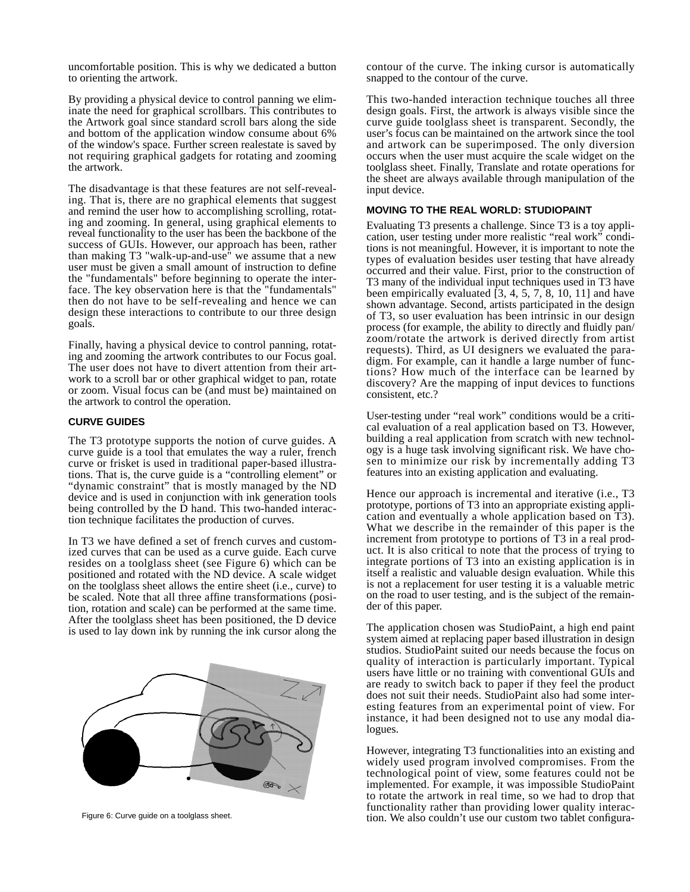uncomfortable position. This is why we dedicated a button to orienting the artwork.

By providing a physical device to control panning we eliminate the need for graphical scrollbars. This contributes to the Artwork goal since standard scroll bars along the side and bottom of the application window consume about 6% of the window's space. Further screen realestate is saved by not requiring graphical gadgets for rotating and zooming the artwork.

The disadvantage is that these features are not self-revealing. That is, there are no graphical elements that suggest and remind the user how to accomplishing scrolling, rotating and zooming. In general, using graphical elements to reveal functionality to the user has been the backbone of the success of GUIs. However, our approach has been, rather than making T3 "walk-up-and-use" we assume that a new user must be given a small amount of instruction to define the "fundamentals" before beginning to operate the interface. The key observation here is that the "fundamentals" then do not have to be self-revealing and hence we can design these interactions to contribute to our three design goals.

Finally, having a physical device to control panning, rotating and zooming the artwork contributes to our Focus goal. The user does not have to divert attention from their artwork to a scroll bar or other graphical widget to pan, rotate or zoom. Visual focus can be (and must be) maintained on the artwork to control the operation.

## CURVE GUIDES

The T3 prototype supports the notion of curve guides. A curve guide is a tool that emulates the way a ruler, french curve or frisket is used in traditional paper-based illustrations. That is, the curve guide is a "controlling element" or "dynamic constraint" that is mostly managed by the ND device and is used in conjunction with ink generation tools being controlled by the D hand. This two-handed interaction technique facilitates the production of curves.

In T3 we have defined a set of french curves and customized curves that can be used as a curve guide. Each curve resides on a toolglass sheet (see Figure 6) which can be positioned and rotated with the ND device. A scale widget on the toolglass sheet allows the entire sheet (i.e., curve) to be scaled. Note that all three affine transformations (position, rotation and scale) can be performed at the same time. After the toolglass sheet has been positioned, the D device is used to lay down ink by running the ink cursor along the contour of the curve. The inking cursor is automatically snapped to the contour of the curve.

Figure 6: Curve guide on a toolglass sheet.

This two-handed interaction technique touches all three design goals. First, the artwork is always visible since the curve guide toolglass sheet is transparent. Secondly, the user's focus can be maintained on the artwork since the tool and artwork can be superimposed. The only diversion occurs when the user must acquire the scale widget on the toolglass sheet. Finally, Translate and rotate operations for the sheet are always available through manipulation of the input device.

## MOVING TO THE REAL WORLD: STUDIOPAINT

Evaluating T3 presents a challenge. Since T3 is a toy application, user testing under more realistic "real work" conditions is not meaningful. However, it is important to note the types of evaluation besides user testing that have already occurred and their value. First, prior to the construction of T3 many of the individual input techniques used in T3 have been empirically evaluated [3, 4, 5, 7, 8, 10, 11] and have shown advantage. Second, artists participated in the design of T3, so user evaluation has been intrinsic in our design process (for example, the ability to directly and fluidly pan/zoom/rotate the artwork is derived directly from artist requests). Third, as UI designers we evaluated the paradigm. For example, can it handle a large number of functions? How much of the interface can be learned by discovery? Are the mapping of input devices to functions consistent, etc.?

User-testing under "real work" conditions would be a critical evaluation of a real application based on T3. However, building a real application from scratch with new technology is a huge task involving significant risk. We have chosen to minimize our risk by incrementally adding T3 features into an existing application and evaluating.

Hence our approach is incremental and iterative (i.e., T3 prototype, portions of T3 into an appropriate existing application and eventually a whole application based on T3). What we describe in the remainder of this paper is the increment from prototype to portions of T3 in a real product. It is also critical to note that the process of trying to integrate portions of T3 into an existing application is in itself a realistic and valuable design evaluation. While this is not a replacement for user testing it is a valuable metric on the road to user testing, and is the subject of the remainder of this paper.

The application chosen was StudioPaint, a high end paint system aimed at replacing paper based illustration in design studios. StudioPaint suited our needs because the focus on quality of interaction is particularly important. Typical users have little or no training with conventional GUIs and are ready to switch back to paper if they feel the product does not suit their needs. StudioPaint also had some interesting features from an experimental point of view. For instance, it had been designed not to use any modal dialogues.

However, integrating T3 functionalities into an existing and widely used program involved compromises. From the technological point of view, some features could not be implemented. For example, it was impossible StudioPaint to rotate the artwork in real time, so we had to drop that functionality rather than providing lower quality interaction. We also couldn't use our custom two tablet configura-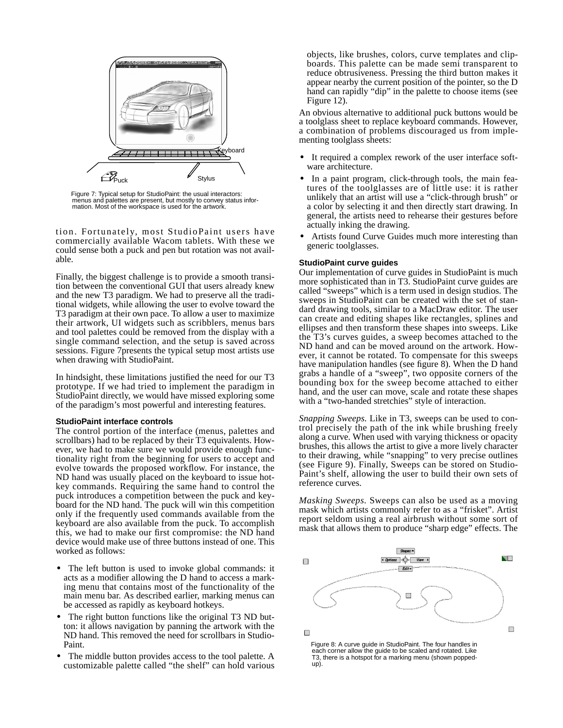Keyboard

Puck

Stylus

Figure 7: Typical setup for StudioPaint: the usual interactors: menus and palettes are present, but mostly to convey status information. Most of the workspace is used for the artwork.

tion. Fortunately, most StudioPaint users have commercially available Wacom tablets. With these we could sense both a puck and pen but rotation was not available.

Finally, the biggest challenge is to provide a smooth transition between the conventional GUI that users already knew and the new T3 paradigm. We had to preserve all the traditional widgets, while allowing the user to evolve toward the T3 paradigm at their own pace. To allow a user to maximize their artwork, UI widgets such as scribblers, menus bars and tool palettes could be removed from the display with a single command selection, and the setup is saved across sessions. Figure 7presents the typical setup most artists use when drawing with StudioPaint.

In hindsight, these limitations justified the need for our T3 prototype. If we had tried to implement the paradigm in StudioPaint directly, we would have missed exploring some of the paradigm's most powerful and interesting features.

### StudioPaint interface controls

The control portion of the interface (menus, palettes and scrollbars) had to be replaced by their T3 equivalents. However, we had to make sure we would provide enough functionality right from the beginning for users to accept and evolve towards the proposed workflow. For instance, the ND hand was usually placed on the keyboard to issue hotkey commands. Requiring the same hand to control the puck introduces a competition between the puck and keyboard for the ND hand. The puck will win this competition only if the frequently used commands available from the keyboard are also available from the puck. To accomplish this, we had to make our first compromise: the ND hand device would make use of three buttons instead of one. This worked as follows:

- The left button is used to invoke global commands: it acts as a modifier allowing the D hand to access a marking menu that contains most of the functionality of the main menu bar. As described earlier, marking menus can be accessed as rapidly as keyboard hotkeys.
- The right button functions like the original T3 ND button: it allows navigation by panning the artwork with the ND hand. This removed the need for scrollbars in StudioPaint.
- The middle button provides access to the tool palette. A customizable palette called "the shelf" can hold various objects, like brushes, colors, curve templates and clipboards. This palette can be made semi transparent to reduce obtrusiveness. Pressing the third button makes it appear nearby the current position of the pointer, so the D hand can rapidly "dip" in the palette to choose items (see Figure 12).

An obvious alternative to additional puck buttons would be a toolglass sheet to replace keyboard commands. However, a combination of problems discouraged us from implementing toolglass sheets:

- It required a complex rework of the user interface software architecture.
- In a paint program, click-through tools, the main features of the toolglasses are of little use: it is rather unlikely that an artist will use a "click-through brush" or a color by selecting it and then directly start drawing. In general, the artists need to rehearse their gestures before actually inking the drawing.
- Artists found Curve Guides much more interesting than generic toolglasses.

### StudioPaint curve guides

Our implementation of curve guides in StudioPaint is much more sophisticated than in T3. StudioPaint curve guides are called "sweeps" which is a term used in design studios. The sweeps in StudioPaint can be created with the set of standard drawing tools, similar to a MacDraw editor. The user can create and editing shapes like rectangles, splines and ellipses and then transform these shapes into sweeps. Like the T3's curves guides, a sweep becomes attached to the ND hand and can be moved around on the artwork. However, it cannot be rotated. To compensate for this sweeps have manipulation handles (see figure 8). When the D hand grabs a handle of a "sweep", two opposite corners of the bounding box for the sweep become attached to either hand, and the user can move, scale and rotate these shapes with a "two-handed stretchies" style of interaction.

*Snapping Sweeps.* Like in T3, sweeps can be used to control precisely the path of the ink while brushing freely along a curve. When used with varying thickness or opacity brushes, this allows the artist to give a more lively character to their drawing, while "snapping" to very precise outlines (see Figure 9). Finally, Sweeps can be stored on StudioPaint's shelf, allowing the user to build their own sets of reference curves.

*Masking Sweeps.* Sweeps can also be used as a moving mask which artists commonly refer to as a "frisket". Artist report seldom using a real airbrush without some sort of mask that allows them to produce "sharp edge" effects. The

Shapes

Options

View

Edit

Figure 8: A curve guide in StudioPaint. The four handles in each corner allow the guide to be scaled and rotated. Like T3, there is a hotspot for a marking menu (shown popped-up).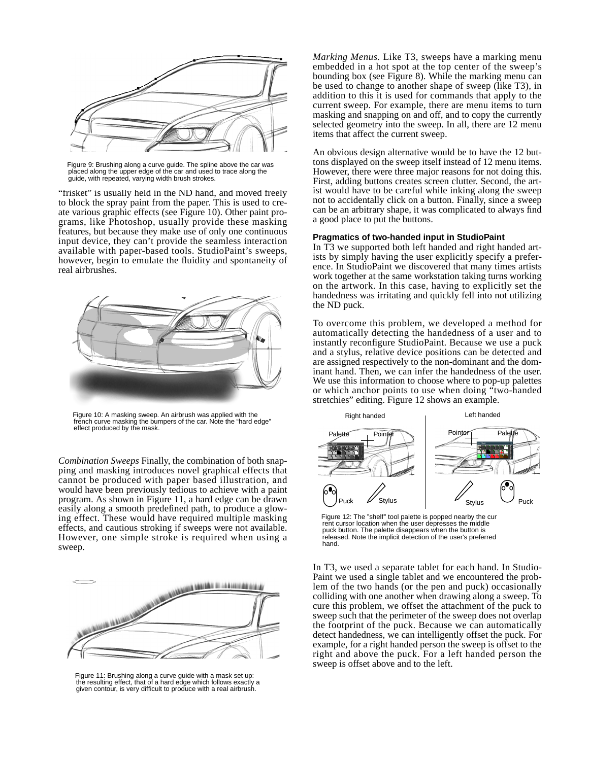Figure 9: Brushing along a curve guide. The spline above the car was placed along the upper edge of the car and used to trace along the guide, with repeated, varying width brush strokes.

"frisket" is usually held in the ND hand, and moved freely to block the spray paint from the paper. This is used to create various graphic effects (see Figure 10). Other paint programs, like Photoshop, usually provide these masking features, but because they make use of only one continuous input device, they can't provide the seamless interaction available with paper-based tools. StudioPaint's sweeps, however, begin to emulate the fluidity and spontaneity of real airbrushes.

Figure 10: A masking sweep. An airbrush was applied with the french curve masking the bumpers of the car. Note the "hard edge" effect produced by the mask.

*Combination Sweeps* Finally, the combination of both snapping and masking introduces novel graphical effects that cannot be produced with paper based illustration, and would have been previously tedious to achieve with a paint program. As shown in Figure 11, a hard edge can be drawn easily along a smooth predefined path, to produce a glowing effect. These would have required multiple masking effects, and cautious stroking if sweeps were not available. However, one simple stroke is required when using a sweep.

Figure 11: Brushing along a curve guide with a mask set up: the resulting effect, that of a hard edge which follows exactly a given contour, is very difficult to produce with a real airbrush.

*Marking Menus.* Like T3, sweeps have a marking menu embedded in a hot spot at the top center of the sweep's bounding box (see Figure 8). While the marking menu can be used to change to another shape of sweep (like T3), in addition to this it is used for commands that apply to the current sweep. For example, there are menu items to turn masking and snapping on and off, and to copy the currently selected geometry into the sweep. In all, there are 12 menu items that affect the current sweep.

An obvious design alternative would be to have the 12 buttons displayed on the sweep itself instead of 12 menu items. However, there were three major reasons for not doing this. First, adding buttons creates screen clutter. Second, the artist would have to be careful while inking along the sweep not to accidentally click on a button. Finally, since a sweep can be an arbitrary shape, it was complicated to always find a good place to put the buttons.

**Pragmatics of two-handed input in StudioPaint**

In T3 we supported both left handed and right handed artists by simply having the user explicitly specify a preference. In StudioPaint we discovered that many times artists work together at the same workstation taking turns working on the artwork. In this case, having to explicitly set the handedness was irritating and quickly fell into not utilizing the ND puck.

To overcome this problem, we developed a method for automatically detecting the handedness of a user and to instantly reconfigure StudioPaint. Because we use a puck and a stylus, relative device positions can be detected and are assigned respectively to the non-dominant and the dominant hand. Then, we can infer the handedness of the user. We use this information to choose where to pop-up palettes or which anchor points to use when doing "two-handed stretchies" editing. Figure 12 shows an example.

Figure 12: The "shelf" tool palette is popped nearby the current cursor location when the user depresses the middle puck button. The palette disappears when the button is released. Note the implicit detection of the user's preferred hand.

In T3, we used a separate tablet for each hand. In StudioPaint we used a single tablet and we encountered the problem of the two hands (or the pen and puck) occasionally colliding with one another when drawing along a sweep. To cure this problem, we offset the attachment of the puck to sweep such that the perimeter of the sweep does not overlap the footprint of the puck. Because we can automatically detect handedness, we can intelligently offset the puck. For example, for a right handed person the sweep is offset to the right and above the puck. For a left handed person the sweep is offset above and to the left.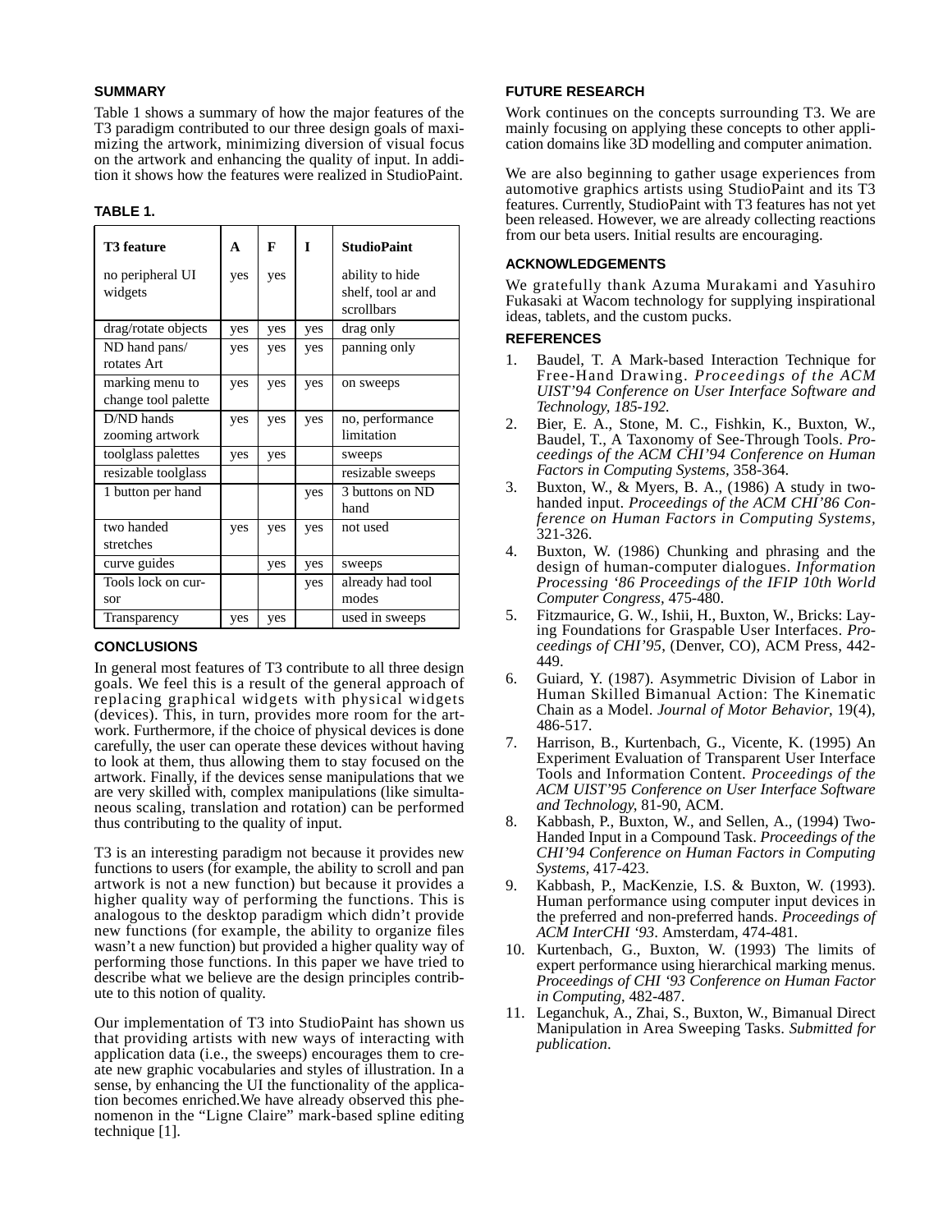## SUMMARY

Table 1 shows a summary of how the major features of the T3 paradigm contributed to our three design goals of maximizing the artwork, minimizing diversion of visual focus on the artwork and enhancing the quality of input. In addition it shows how the features were realized in StudioPaint.

**TABLE 1.**

| T3 feature | A | F | I | StudioPaint |
|---|---|---|---|---|
| no peripheral UI widgets | yes | yes | | ability to hide shelf, tool ar and scrollbars |
| drag/rotate objects | yes | yes | yes | drag only |
| ND hand pans/ rotates Art | yes | yes | yes | panning only |
| marking menu to change tool palette | yes | yes | yes | on sweeps |
| D/ND hands zooming artwork | yes | yes | yes | no, performance limitation |
| toolglass palettes | yes | yes | | sweeps |
| resizable toolglass | | | | resizable sweeps |
| 1 button per hand | | | yes | 3 buttons on ND hand |
| two handed stretches | yes | yes | yes | not used |
| curve guides | | yes | yes | sweeps |
| Tools lock on cursor | | | yes | already had tool modes |
| Transparency | yes | yes | | used in sweeps |

## CONCLUSIONS

In general most features of T3 contribute to all three design goals. We feel this is a result of the general approach of replacing graphical widgets with physical widgets (devices). This, in turn, provides more room for the artwork. Furthermore, if the choice of physical devices is done carefully, the user can operate these devices without having to look at them, thus allowing them to stay focused on the artwork. Finally, if the devices sense manipulations that we are very skilled with, complex manipulations (like simultaneous scaling, translation and rotation) can be performed thus contributing to the quality of input.

T3 is an interesting paradigm not because it provides new functions to users (for example, the ability to scroll and pan artwork is not a new function) but because it provides a higher quality way of performing the functions. This is analogous to the desktop paradigm which didn't provide new functions (for example, the ability to organize files wasn't a new function) but provided a higher quality way of performing those functions. In this paper we have tried to describe what we believe are the design principles contribute to this notion of quality.

Our implementation of T3 into StudioPaint has shown us that providing artists with new ways of interacting with application data (i.e., the sweeps) encourages them to create new graphic vocabularies and styles of illustration. In a sense, by enhancing the UI the functionality of the application becomes enriched.We have already observed this phenomenon in the "Ligne Claire" mark-based spline editing technique [1].

## FUTURE RESEARCH

Work continues on the concepts surrounding T3. We are mainly focusing on applying these concepts to other application domains like 3D modelling and computer animation.

We are also beginning to gather usage experiences from automotive graphics artists using StudioPaint and its T3 features. Currently, StudioPaint with T3 features has not yet been released. However, we are already collecting reactions from our beta users. Initial results are encouraging.

## ACKNOWLEDGEMENTS

We gratefully thank Azuma Murakami and Yasuhiro Fukasaki at Wacom technology for supplying inspirational ideas, tablets, and the custom pucks.

## REFERENCES

1. Baudel, T. A Mark-based Interaction Technique for Free-Hand Drawing. *Proceedings of the ACM UIST'94 Conference on User Interface Software and Technology, 185-192.*
2. Bier, E. A., Stone, M. C., Fishkin, K., Buxton, W., Baudel, T., A Taxonomy of See-Through Tools. *Proceedings of the ACM CHI'94 Conference on Human Factors in Computing Systems,* 358-364.
3. Buxton, W., & Myers, B. A., (1986) A study in two-handed input. *Proceedings of the ACM CHI'86 Conference on Human Factors in Computing Systems,* 321-326.
4. Buxton, W. (1986) Chunking and phrasing and the design of human-computer dialogues. *Information Processing '86 Proceedings of the IFIP 10th World Computer Congress,* 475-480.
5. Fitzmaurice, G. W., Ishii, H., Buxton, W., Bricks: Laying Foundations for Graspable User Interfaces. *Proceedings of CHI'95,* (Denver, CO), ACM Press, 442-449.
6. Guiard, Y. (1987). Asymmetric Division of Labor in Human Skilled Bimanual Action: The Kinematic Chain as a Model. *Journal of Motor Behavior*, 19(4), 486-517.
7. Harrison, B., Kurtenbach, G., Vicente, K. (1995) An Experiment Evaluation of Transparent User Interface Tools and Information Content. *Proceedings of the ACM UIST'95 Conference on User Interface Software and Technology,* 81-90, ACM.
8. Kabbash, P., Buxton, W., and Sellen, A., (1994) Two-Handed Input in a Compound Task. *Proceedings of the CHI'94 Conference on Human Factors in Computing Systems*, 417-423.
9. Kabbash, P., MacKenzie, I.S. & Buxton, W. (1993). Human performance using computer input devices in the preferred and non-preferred hands. *Proceedings of ACM InterCHI '93*. Amsterdam, 474-481.
10. Kurtenbach, G., Buxton, W. (1993) The limits of expert performance using hierarchical marking menus. *Proceedings of CHI '93 Conference on Human Factor in Computing*, 482-487.
11. Leganchuk, A., Zhai, S., Buxton, W., Bimanual Direct Manipulation in Area Sweeping Tasks. *Submitted for publication*.